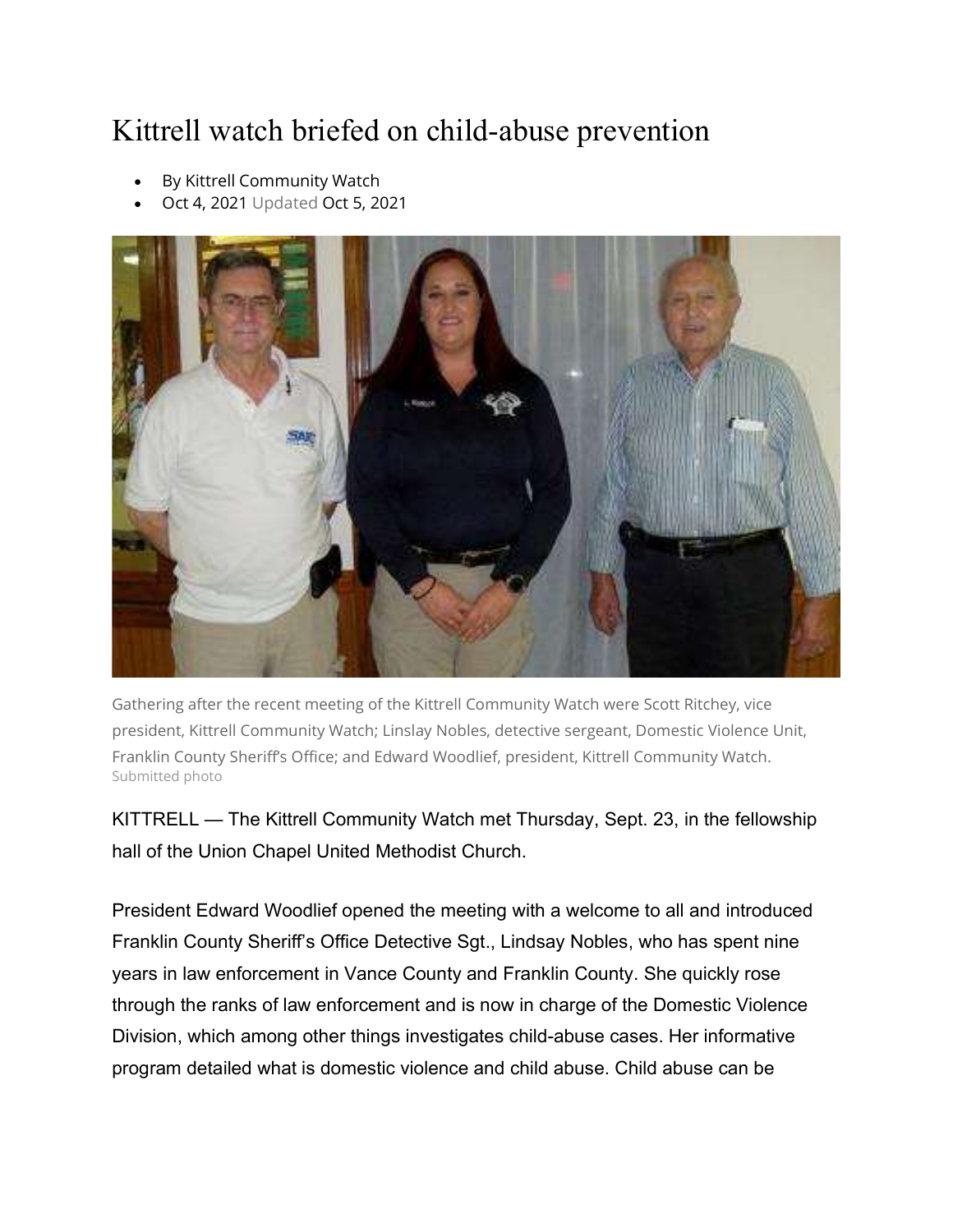# Kittrell watch briefed on child-abuse prevention

- By Kittrell Community Watch
- Oct 4, 2021 Updated Oct 5, 2021

Gathering after the recent meeting of the Kittrell Community Watch were Scott Ritchey, vice president, Kittrell Community Watch; Linslay Nobles, detective sergeant, Domestic Violence Unit, Franklin County Sheriff's Office; and Edward Woodlief, president, Kittrell Community Watch.
Submitted photo

KITTRELL — The Kittrell Community Watch met Thursday, Sept. 23, in the fellowship hall of the Union Chapel United Methodist Church.

President Edward Woodlief opened the meeting with a welcome to all and introduced Franklin County Sheriff's Office Detective Sgt., Lindsay Nobles, who has spent nine years in law enforcement in Vance County and Franklin County. She quickly rose through the ranks of law enforcement and is now in charge of the Domestic Violence Division, which among other things investigates child-abuse cases. Her informative program detailed what is domestic violence and child abuse. Child abuse can be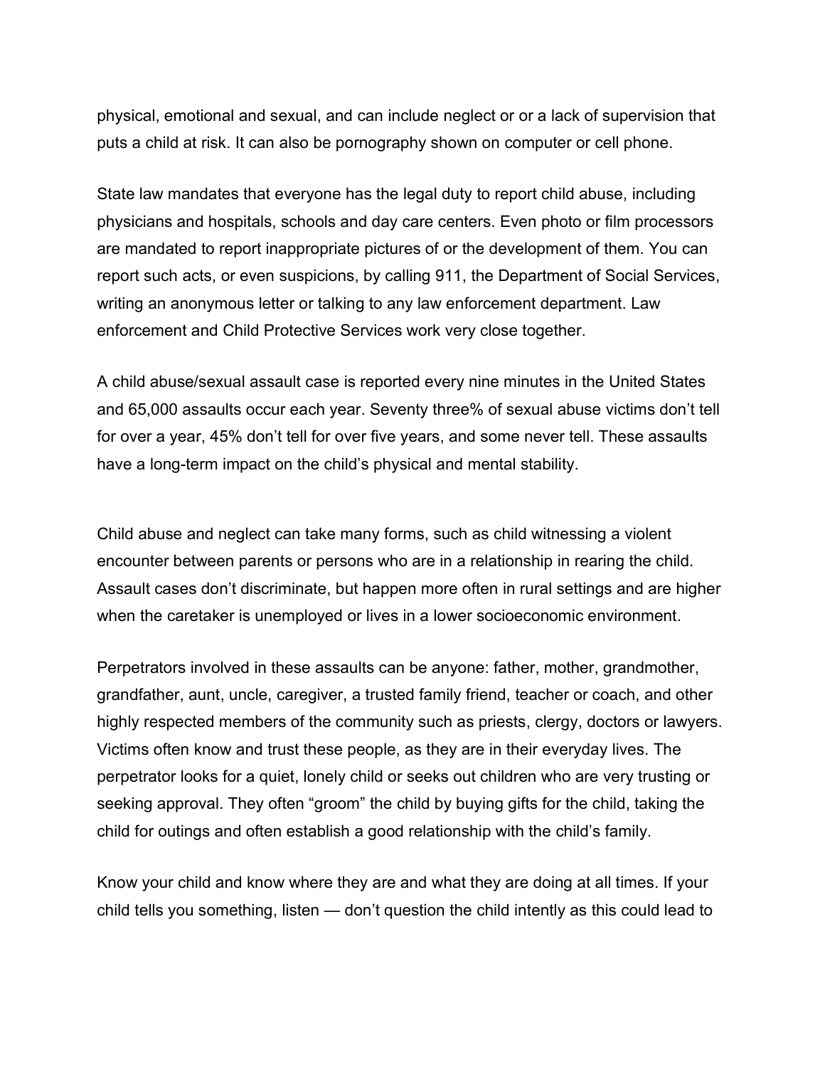physical, emotional and sexual, and can include neglect or or a lack of supervision that puts a child at risk. It can also be pornography shown on computer or cell phone.

State law mandates that everyone has the legal duty to report child abuse, including physicians and hospitals, schools and day care centers. Even photo or film processors are mandated to report inappropriate pictures of or the development of them. You can report such acts, or even suspicions, by calling 911, the Department of Social Services, writing an anonymous letter or talking to any law enforcement department. Law enforcement and Child Protective Services work very close together.

A child abuse/sexual assault case is reported every nine minutes in the United States and 65,000 assaults occur each year. Seventy three% of sexual abuse victims don't tell for over a year, 45% don't tell for over five years, and some never tell. These assaults have a long-term impact on the child's physical and mental stability.

Child abuse and neglect can take many forms, such as child witnessing a violent encounter between parents or persons who are in a relationship in rearing the child. Assault cases don't discriminate, but happen more often in rural settings and are higher when the caretaker is unemployed or lives in a lower socioeconomic environment.

Perpetrators involved in these assaults can be anyone: father, mother, grandmother, grandfather, aunt, uncle, caregiver, a trusted family friend, teacher or coach, and other highly respected members of the community such as priests, clergy, doctors or lawyers. Victims often know and trust these people, as they are in their everyday lives. The perpetrator looks for a quiet, lonely child or seeks out children who are very trusting or seeking approval. They often "groom" the child by buying gifts for the child, taking the child for outings and often establish a good relationship with the child's family.

Know your child and know where they are and what they are doing at all times. If your child tells you something, listen — don't question the child intently as this could lead to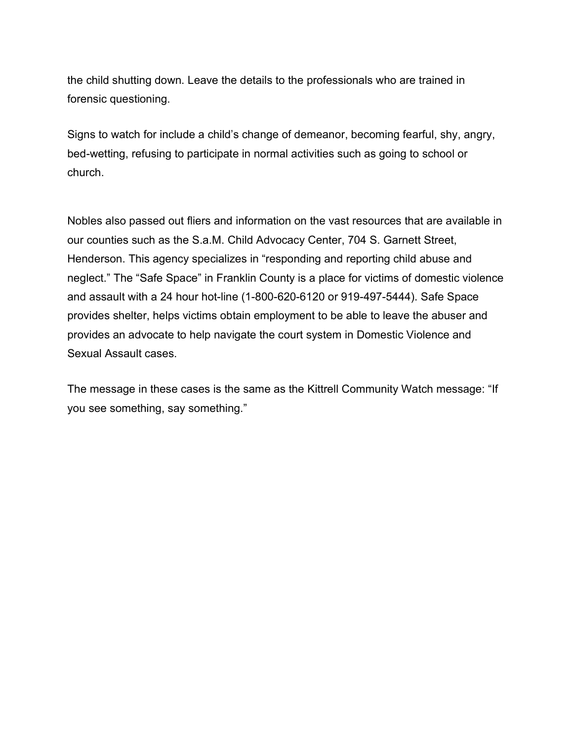the child shutting down. Leave the details to the professionals who are trained in forensic questioning.

Signs to watch for include a child's change of demeanor, becoming fearful, shy, angry, bed-wetting, refusing to participate in normal activities such as going to school or church.

Nobles also passed out fliers and information on the vast resources that are available in our counties such as the S.a.M. Child Advocacy Center, 704 S. Garnett Street, Henderson. This agency specializes in "responding and reporting child abuse and neglect." The "Safe Space" in Franklin County is a place for victims of domestic violence and assault with a 24 hour hot-line (1-800-620-6120 or 919-497-5444). Safe Space provides shelter, helps victims obtain employment to be able to leave the abuser and provides an advocate to help navigate the court system in Domestic Violence and Sexual Assault cases.

The message in these cases is the same as the Kittrell Community Watch message: "If you see something, say something."